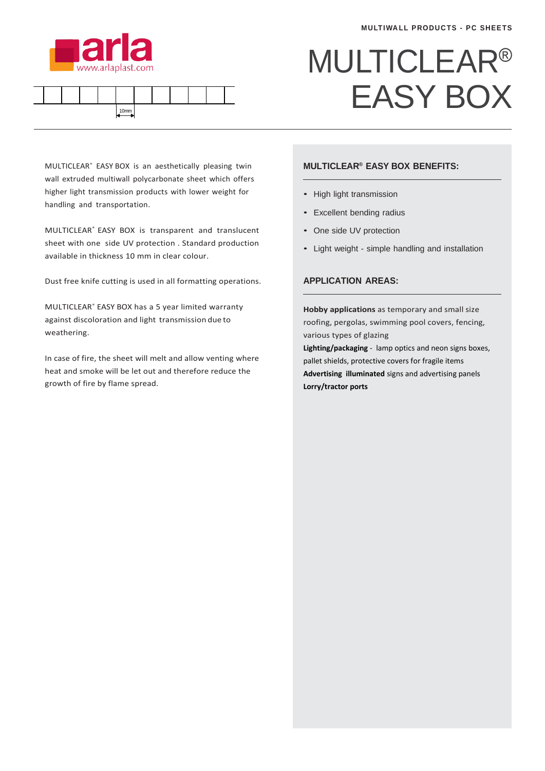MULTIWALL PRODUCTS - PC SHEETS

# MULTICLEAR® EASY BOX

10mm

MULTICLEAR® EASY BOX is an aesthetically pleasing twin wall extruded multiwall polycarbonate sheet which offers higher light transmission products with lower weight for handling and transportation.

MULTICLEAR® EASY BOX is transparent and translucent sheet with one side UV protection . Standard production available in thickness 10 mm in clear colour.

Dust free knife cutting is used in all formatting operations.

MULTICLEAR® EASY BOX has a 5 year limited warranty against discoloration and light transmission due to weathering.

In case of fire, the sheet will melt and allow venting where heat and smoke will be let out and therefore reduce the growth of fire by flame spread.

## MULTICLEAR® EASY BOX BENEFITS:

- High light transmission
- Excellent bending radius
- One side UV protection
- Light weight - simple handling and installation

## APPLICATION AREAS:

**Hobby applications** as temporary and small size roofing, pergolas, swimming pool covers, fencing, various types of glazing

**Lighting/packaging** - lamp optics and neon signs boxes, pallet shields, protective covers for fragile items

**Advertising illuminated** signs and advertising panels

**Lorry/tractor ports**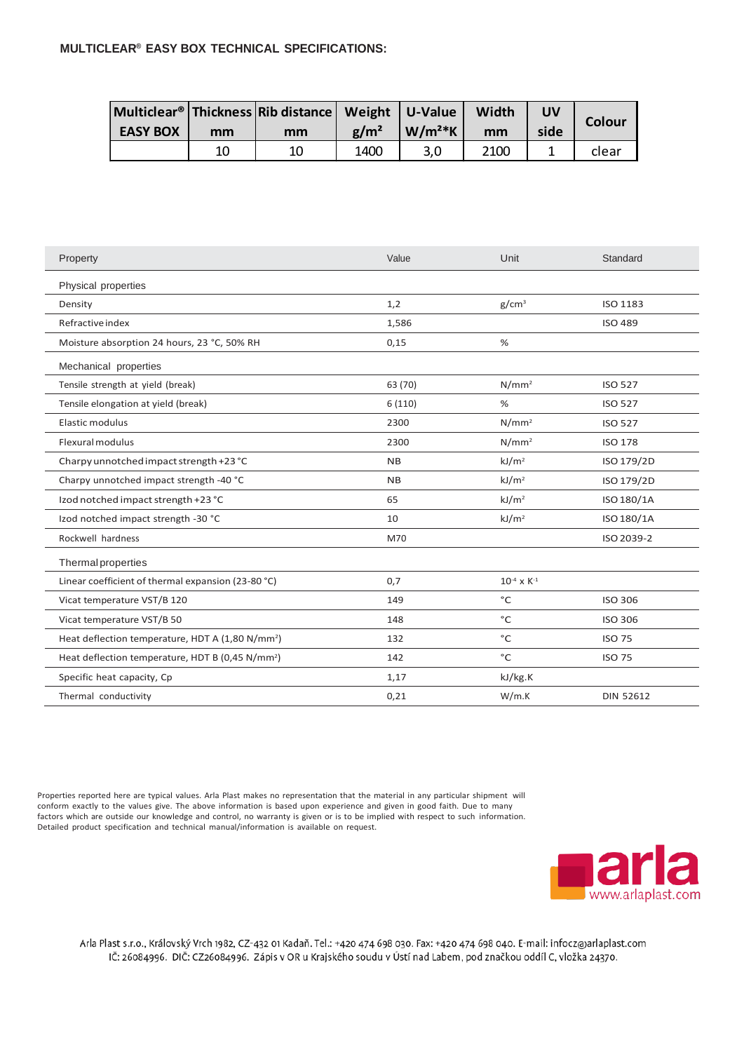### MULTICLEAR® EASY BOX TECHNICAL SPECIFICATIONS:

| Multiclear® EASY BOX | Thickness mm | Rib distance mm | Weight $g/m^2$ | U-Value $W/m^2*K$ | Width mm | UV side | Colour |
|---|---|---|---|---|---|---|---|
| | 10 | 10 | 1400 | 3,0 | 2100 | 1 | clear |

| Property | Value | Unit | Standard |
|---|---|---|---|
| **Physical properties** | | | |
| Density | 1,2 | $g/cm^3$ | ISO 1183 |
| Refractive index | 1,586 | | ISO 489 |
| Moisture absorption 24 hours, 23 °C, 50% RH | 0,15 | % | |
| **Mechanical properties** | | | |
| Tensile strength at yield (break) | 63 (70) | $N/mm^2$ | ISO 527 |
| Tensile elongation at yield (break) | 6 (110) | % | ISO 527 |
| Elastic modulus | 2300 | $N/mm^2$ | ISO 527 |
| Flexural modulus | 2300 | $N/mm^2$ | ISO 178 |
| Charpy unnotched impact strength +23 °C | NB | $kJ/m^2$ | ISO 179/2D |
| Charpy unnotched impact strength -40 °C | NB | $kJ/m^2$ | ISO 179/2D |
| Izod notched impact strength +23 °C | 65 | $kJ/m^2$ | ISO 180/1A |
| Izod notched impact strength -30 °C | 10 | $kJ/m^2$ | ISO 180/1A |
| Rockwell hardness | M70 | | ISO 2039-2 |
| **Thermal properties** | | | |
| Linear coefficient of thermal expansion (23-80 °C) | 0,7 | $10^{-4} \times K^{-1}$ | |
| Vicat temperature VST/B 120 | 149 | °C | ISO 306 |
| Vicat temperature VST/B 50 | 148 | °C | ISO 306 |
| Heat deflection temperature, HDT A (1,80 $N/mm^2$) | 132 | °C | ISO 75 |
| Heat deflection temperature, HDT B (0,45 $N/mm^2$) | 142 | °C | ISO 75 |
| Specific heat capacity, Cp | 1,17 | kJ/kg.K | |
| Thermal conductivity | 0,21 | W/m.K | DIN 52612 |

Properties reported here are typical values. Arla Plast makes no representation that the material in any particular shipment will conform exactly to the values give. The above information is based upon experience and given in good faith. Due to many factors which are outside our knowledge and control, no warranty is given or is to be implied with respect to such information. Detailed product specification and technical manual/information is available on request.

arla
www.arlaplast.com

Arla Plast s.r.o., Královský Vrch 1982, CZ-432 01 Kadaň. Tel.: +420 474 698 030. Fax: +420 474 698 040. E-mail: infocz@arlaplast.com
IČ: 26084996. DIČ: CZ26084996. Zápis v OR u Krajského soudu v Ústí nad Labem, pod značkou oddíl C, vložka 24370.